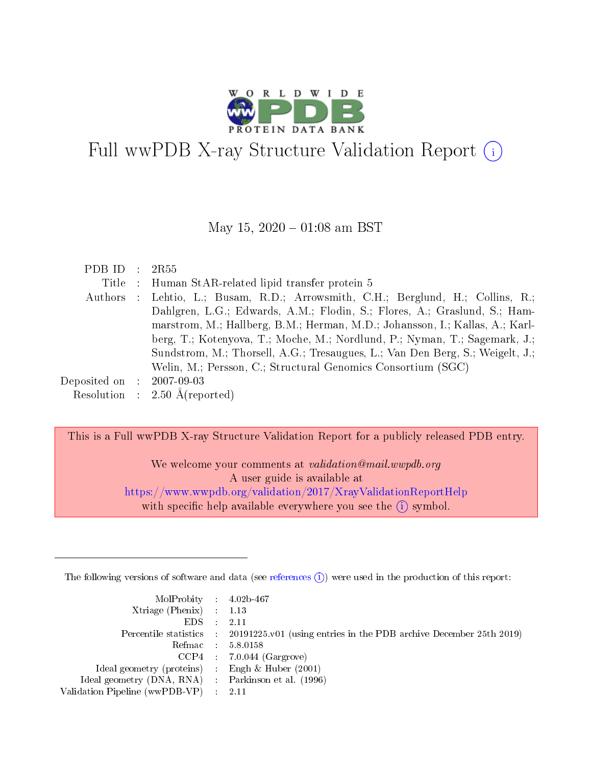# Full wwPDB X-ray Structure Validation Report (i)

May 15, 2020 – 01:08 am BST

| | | |
|---|---|---|
| PDB ID | : | 2R55 |
| Title | : | Human StAR-related lipid transfer protein 5 |
| Authors | : | Lehtio, L.; Busam, R.D.; Arrowsmith, C.H.; Berglund, H.; Collins, R.; Dahlgren, L.G.; Edwards, A.M.; Flodin, S.; Flores, A.; Graslund, S.; Hammarstrom, M.; Hallberg, B.M.; Herman, M.D.; Johansson, I.; Kallas, A.; Karlberg, T.; Kotenyova, T.; Moche, M.; Nordlund, P.; Nyman, T.; Sagemark, J.; Sundstrom, M.; Thorsell, A.G.; Tresaugues, L.; Van Den Berg, S.; Weigelt, J.; Welin, M.; Persson, C.; Structural Genomics Consortium (SGC) |
| Deposited on | : | 2007-09-03 |
| Resolution | : | 2.50 Å(reported) |

This is a Full wwPDB X-ray Structure Validation Report for a publicly released PDB entry.

We welcome your comments at *validation@mail.wwpdb.org*
A user guide is available at
https://www.wwpdb.org/validation/2017/XrayValidationReportHelp
with specific help available everywhere you see the (i) symbol.

The following versions of software and data (see references (i)) were used in the production of this report:

| | | |
|---|---|---|
| MolProbity | : | 4.02b-467 |
| Xtriage (Phenix) | : | 1.13 |
| EDS | : | 2.11 |
| Percentile statistics | : | 20191225.v01 (using entries in the PDB archive December 25th 2019) |
| Refmac | : | 5.8.0158 |
| CCP4 | : | 7.0.044 (Gargrove) |
| Ideal geometry (proteins) | : | Engh & Huber (2001) |
| Ideal geometry (DNA, RNA) | : | Parkinson et al. (1996) |
| Validation Pipeline (wwPDB-VP) | : | 2.11 |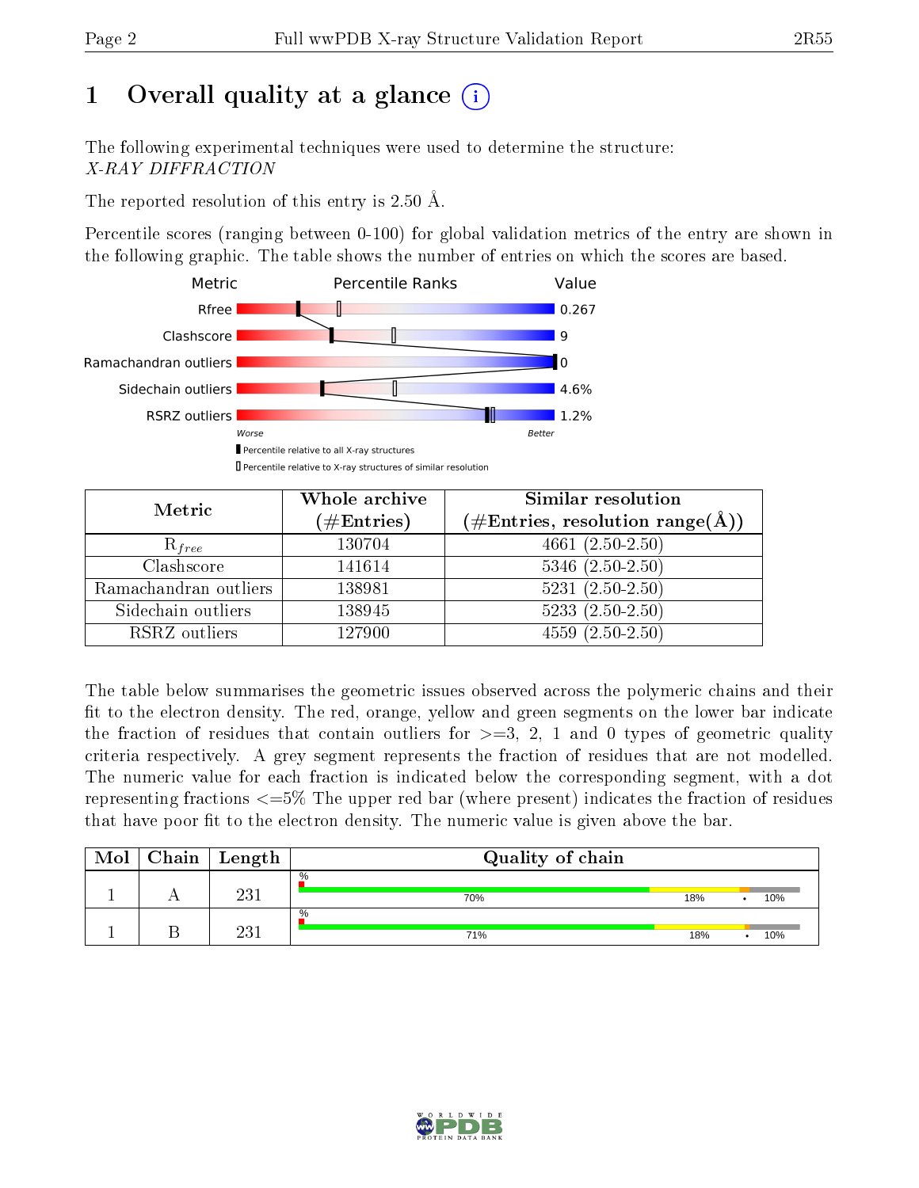# 1 Overall quality at a glance (i)

The following experimental techniques were used to determine the structure: *X-RAY DIFFRACTION*

The reported resolution of this entry is 2.50 Å.

Percentile scores (ranging between 0-100) for global validation metrics of the entry are shown in the following graphic. The table shows the number of entries on which the scores are based.

Metric
Percentile Ranks
Value
Rfree 0.267
Clashscore 9
Ramachandran outliers 0
Sidechain outliers 4.6%
RSRZ outliers 1.2%
Worse
Better
Percentile relative to all X-ray structures
Percentile relative to X-ray structures of similar resolution

| Metric | Whole archive (#Entries) | Similar resolution (#Entries, resolution range(Å)) |
|---|---|---|
| $R_{free}$ | 130704 | 4661 (2.50-2.50) |
| Clashscore | 141614 | 5346 (2.50-2.50) |
| Ramachandran outliers | 138981 | 5231 (2.50-2.50) |
| Sidechain outliers | 138945 | 5233 (2.50-2.50) |
| RSRZ outliers | 127900 | 4559 (2.50-2.50) |

The table below summarises the geometric issues observed across the polymeric chains and their fit to the electron density. The red, orange, yellow and green segments on the lower bar indicate the fraction of residues that contain outliers for >=3, 2, 1 and 0 types of geometric quality criteria respectively. A grey segment represents the fraction of residues that are not modelled. The numeric value for each fraction is indicated below the corresponding segment, with a dot representing fractions <=5% The upper red bar (where present) indicates the fraction of residues that have poor fit to the electron density. The numeric value is given above the bar.

| Mol | Chain | Length | Quality of chain |
|---|---|---|---|
| 1 | A | 231 | % 70% 18% • 10% |
| 1 | B | 231 | % 71% 18% • 10% |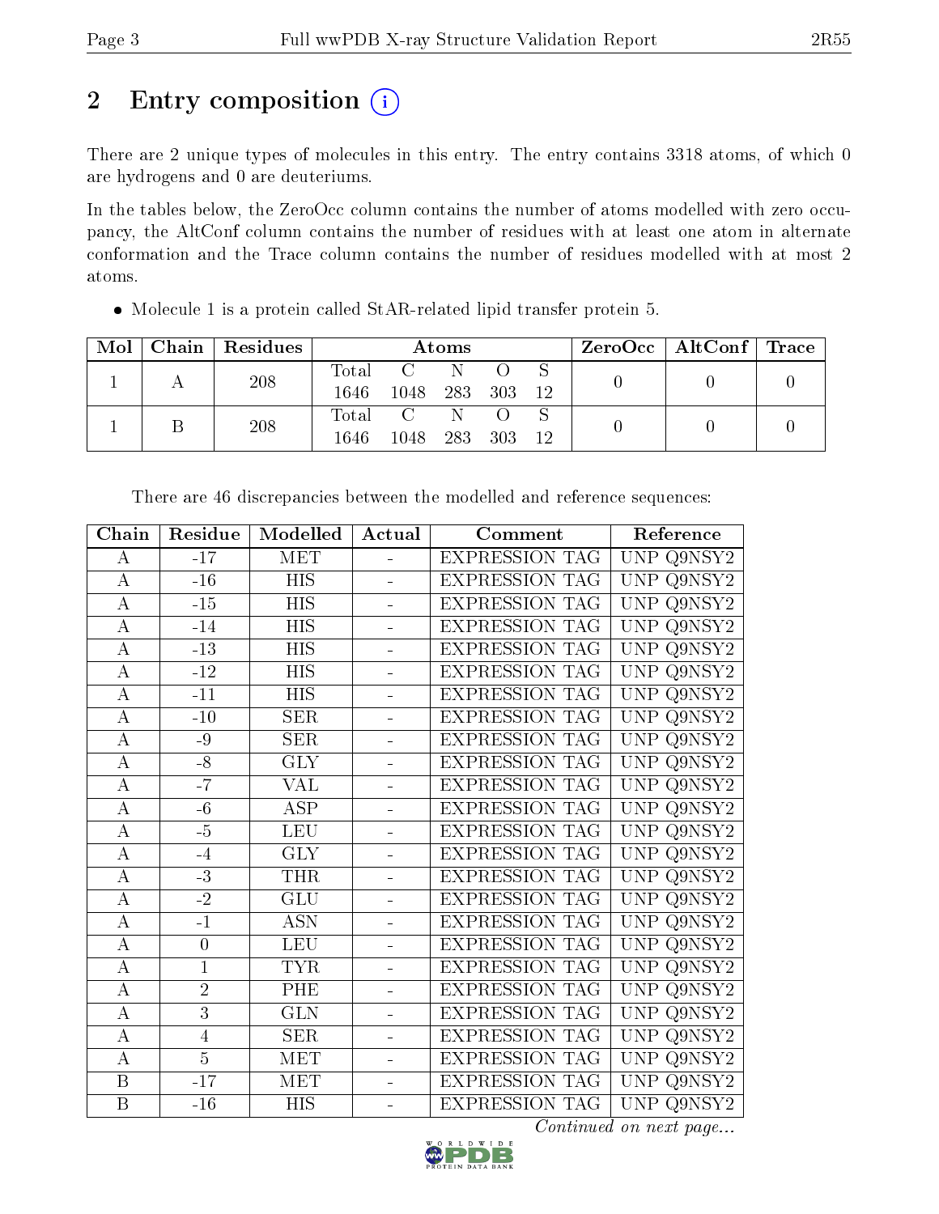# 2 Entry composition

There are 2 unique types of molecules in this entry. The entry contains 3318 atoms, of which 0 are hydrogens and 0 are deuteriums.

In the tables below, the ZeroOcc column contains the number of atoms modelled with zero occupancy, the AltConf column contains the number of residues with at least one atom in alternate conformation and the Trace column contains the number of residues modelled with at most 2 atoms.

- Molecule 1 is a protein called StAR-related lipid transfer protein 5.

| Mol | Chain | Residues | Atoms | | | | | ZeroOcc | AltConf | Trace |
|---|---|---|---|---|---|---|---|---|---|---|
| | | | Total | C | N | O | S | | | |
| 1 | A | 208 | 1646 | 1048 | 283 | 303 | 12 | 0 | 0 | 0 |
| 1 | B | 208 | 1646 | 1048 | 283 | 303 | 12 | 0 | 0 | 0 |

There are 46 discrepancies between the modelled and reference sequences:

| Chain | Residue | Modelled | Actual | Comment | Reference |
|---|---|---|---|---|---|
| A | -17 | MET | - | EXPRESSION TAG | UNP Q9NSY2 |
| A | -16 | HIS | - | EXPRESSION TAG | UNP Q9NSY2 |
| A | -15 | HIS | - | EXPRESSION TAG | UNP Q9NSY2 |
| A | -14 | HIS | - | EXPRESSION TAG | UNP Q9NSY2 |
| A | -13 | HIS | - | EXPRESSION TAG | UNP Q9NSY2 |
| A | -12 | HIS | - | EXPRESSION TAG | UNP Q9NSY2 |
| A | -11 | HIS | - | EXPRESSION TAG | UNP Q9NSY2 |
| A | -10 | SER | - | EXPRESSION TAG | UNP Q9NSY2 |
| A | -9 | SER | - | EXPRESSION TAG | UNP Q9NSY2 |
| A | -8 | GLY | - | EXPRESSION TAG | UNP Q9NSY2 |
| A | -7 | VAL | - | EXPRESSION TAG | UNP Q9NSY2 |
| A | -6 | ASP | - | EXPRESSION TAG | UNP Q9NSY2 |
| A | -5 | LEU | - | EXPRESSION TAG | UNP Q9NSY2 |
| A | -4 | GLY | - | EXPRESSION TAG | UNP Q9NSY2 |
| A | -3 | THR | - | EXPRESSION TAG | UNP Q9NSY2 |
| A | -2 | GLU | - | EXPRESSION TAG | UNP Q9NSY2 |
| A | -1 | ASN | - | EXPRESSION TAG | UNP Q9NSY2 |
| A | 0 | LEU | - | EXPRESSION TAG | UNP Q9NSY2 |
| A | 1 | TYR | - | EXPRESSION TAG | UNP Q9NSY2 |
| A | 2 | PHE | - | EXPRESSION TAG | UNP Q9NSY2 |
| A | 3 | GLN | - | EXPRESSION TAG | UNP Q9NSY2 |
| A | 4 | SER | - | EXPRESSION TAG | UNP Q9NSY2 |
| A | 5 | MET | - | EXPRESSION TAG | UNP Q9NSY2 |
| B | -17 | MET | - | EXPRESSION TAG | UNP Q9NSY2 |
| B | -16 | HIS | - | EXPRESSION TAG | UNP Q9NSY2 |

*Continued on next page...*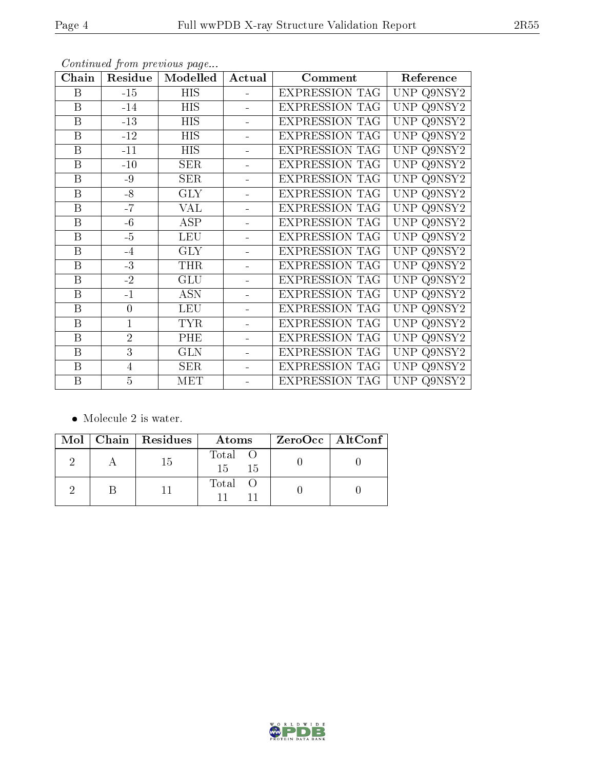*Continued from previous page...*

| Chain | Residue | Modelled | Actual | Comment | Reference |
|---|---|---|---|---|---|
| B | -15 | HIS | - | EXPRESSION TAG | UNP Q9NSY2 |
| B | -14 | HIS | - | EXPRESSION TAG | UNP Q9NSY2 |
| B | -13 | HIS | - | EXPRESSION TAG | UNP Q9NSY2 |
| B | -12 | HIS | - | EXPRESSION TAG | UNP Q9NSY2 |
| B | -11 | HIS | - | EXPRESSION TAG | UNP Q9NSY2 |
| B | -10 | SER | - | EXPRESSION TAG | UNP Q9NSY2 |
| B | -9 | SER | - | EXPRESSION TAG | UNP Q9NSY2 |
| B | -8 | GLY | - | EXPRESSION TAG | UNP Q9NSY2 |
| B | -7 | VAL | - | EXPRESSION TAG | UNP Q9NSY2 |
| B | -6 | ASP | - | EXPRESSION TAG | UNP Q9NSY2 |
| B | -5 | LEU | - | EXPRESSION TAG | UNP Q9NSY2 |
| B | -4 | GLY | - | EXPRESSION TAG | UNP Q9NSY2 |
| B | -3 | THR | - | EXPRESSION TAG | UNP Q9NSY2 |
| B | -2 | GLU | - | EXPRESSION TAG | UNP Q9NSY2 |
| B | -1 | ASN | - | EXPRESSION TAG | UNP Q9NSY2 |
| B | 0 | LEU | - | EXPRESSION TAG | UNP Q9NSY2 |
| B | 1 | TYR | - | EXPRESSION TAG | UNP Q9NSY2 |
| B | 2 | PHE | - | EXPRESSION TAG | UNP Q9NSY2 |
| B | 3 | GLN | - | EXPRESSION TAG | UNP Q9NSY2 |
| B | 4 | SER | - | EXPRESSION TAG | UNP Q9NSY2 |
| B | 5 | MET | - | EXPRESSION TAG | UNP Q9NSY2 |

- Molecule 2 is water.

| Mol | Chain | Residues | Atoms | ZeroOcc | AltConf |
|---|---|---|---|---|---|
| 2 | A | 15 | Total O<br>15 15 | 0 | 0 |
| 2 | B | 11 | Total O<br>11 11 | 0 | 0 |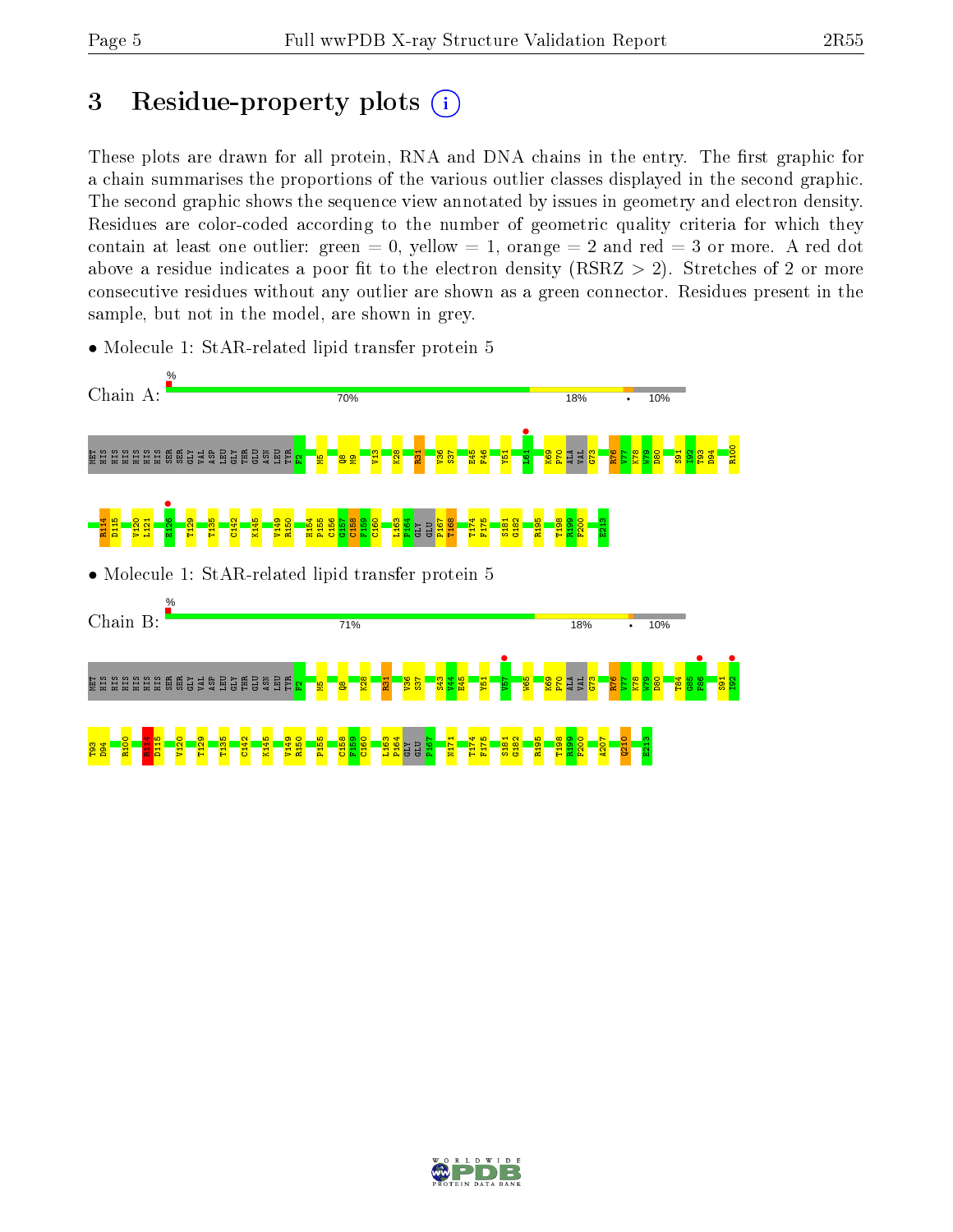# 3 Residue-property plots

These plots are drawn for all protein, RNA and DNA chains in the entry. The first graphic for a chain summarises the proportions of the various outlier classes displayed in the second graphic. The second graphic shows the sequence view annotated by issues in geometry and electron density. Residues are color-coded according to the number of geometric quality criteria for which they contain at least one outlier: green = 0, yellow = 1, orange = 2 and red = 3 or more. A red dot above a residue indicates a poor fit to the electron density (RSRZ > 2). Stretches of 2 or more consecutive residues without any outlier are shown as a green connector. Residues present in the sample, but not in the model, are shown in grey.

- Molecule 1: StAR-related lipid transfer protein 5

Chain A: % 70% 18% • 10%

MET HIS HIS HIS HIS HIS HIS SER SER GLY VAL ASP LEU GLY THR GLU ASN LEU TYR F2 M5 Q8 M9 V13 K28 R31 V36 S37 E45 F46 Y51 L61 K69 P70 ALA VAL G73 R76 V77 K78 W79 D80 S91 I92 T93 D94 R100 R114 D115 V120 L121 E126 T129 T135 C142 K145 V149 R150 H154 P155 C156 G157 C158 F159 C160 L163 P164 GLY GLU P167 T168 T174 F175 S181 G182 R195 T198 R199 F200 E213

- Molecule 1: StAR-related lipid transfer protein 5

Chain B: % 71% 18% • 10%

MET HIS HIS HIS HIS HIS HIS SER SER GLY VAL ASP LEU GLY THR GLU ASN LEU TYR F2 M5 Q8 K28 R31 V36 S37 S43 V44 E45 Y51 V57 W65 K69 P70 ALA VAL G73 R76 V77 K78 W79 D80 T84 G85 F86 S91 I92 T93 D94 R100 R114 D115 V120 T129 T135 C142 K145 V149 R150 P155 C158 F159 C160 L163 P164 GLY GLU P167 N171 T174 F175 S181 G182 R195 T198 R199 F200 A207 Q210 E213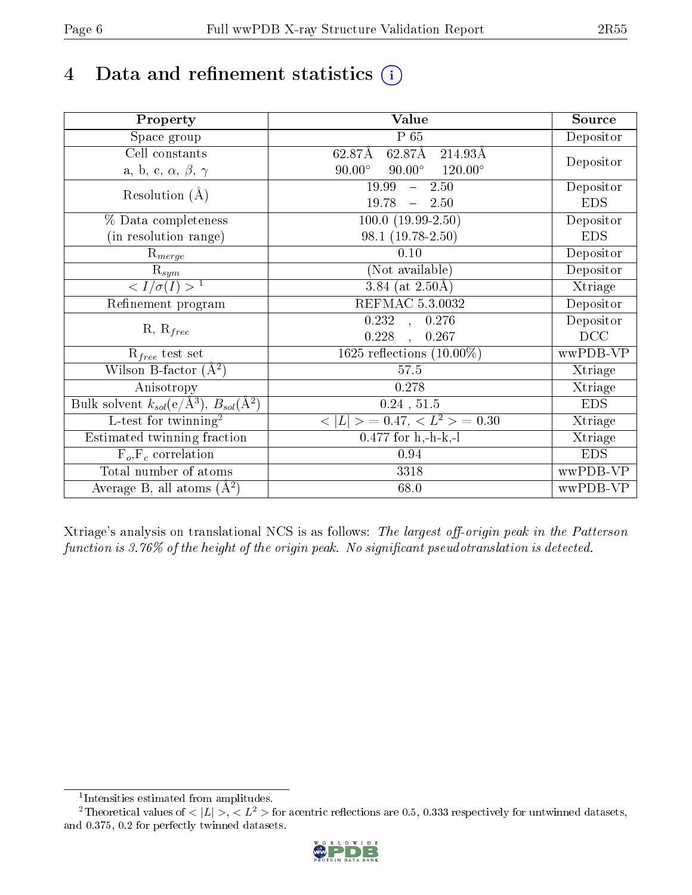# 4 Data and refinement statistics (i)

| Property | Value | Source |
|---|---|---|
| Space group | P 65 | Depositor |
| Cell constants<br>a, b, c, $\alpha$, $\beta$, $\gamma$ | 62.87Å 62.87Å 214.93Å<br>90.00° 90.00° 120.00° | Depositor |
| Resolution (Å) | 19.99 – 2.50<br>19.78 – 2.50 | Depositor<br>EDS |
| % Data completeness<br>(in resolution range) | 100.0 (19.99-2.50)<br>98.1 (19.78-2.50) | Depositor<br>EDS |
| $R_{merge}$ | 0.10 | Depositor |
| $R_{sym}$ | (Not available) | Depositor |
| $< I/\sigma(I) >$ [1] | 3.84 (at 2.50Å) | Xtriage |
| Refinement program | REFMAC 5.3.0032 | Depositor |
| R, $R_{free}$ | 0.232 , 0.276<br>0.228 , 0.267 | Depositor<br>DCC |
| $R_{free}$ test set | 1625 reflections (10.00%) | wwPDB-VP |
| Wilson B-factor (Å$^2$) | 57.5 | Xtriage |
| Anisotropy | 0.278 | Xtriage |
| Bulk solvent $k_{sol}$(e/Å$^3$), $B_{sol}$(Å$^2$) | 0.24 , 51.5 | EDS |
| L-test for twinning[2] | $< \vert L \vert > = 0.47$, $< L^2 > = 0.30$ | Xtriage |
| Estimated twinning fraction | 0.477 for h,-h-k,-l | Xtriage |
| $F_o$,$F_c$ correlation | 0.94 | EDS |
| Total number of atoms | 3318 | wwPDB-VP |
| Average B, all atoms (Å$^2$) | 68.0 | wwPDB-VP |

Xtriage's analysis on translational NCS is as follows: *The largest off-origin peak in the Patterson function is 3.76% of the height of the origin peak. No significant pseudotranslation is detected.*

[1] Intensities estimated from amplitudes.

[2] Theoretical values of $< |L| >$, $< L^2 >$ for acentric reflections are 0.5, 0.333 respectively for untwinned datasets, and 0.375, 0.2 for perfectly twinned datasets.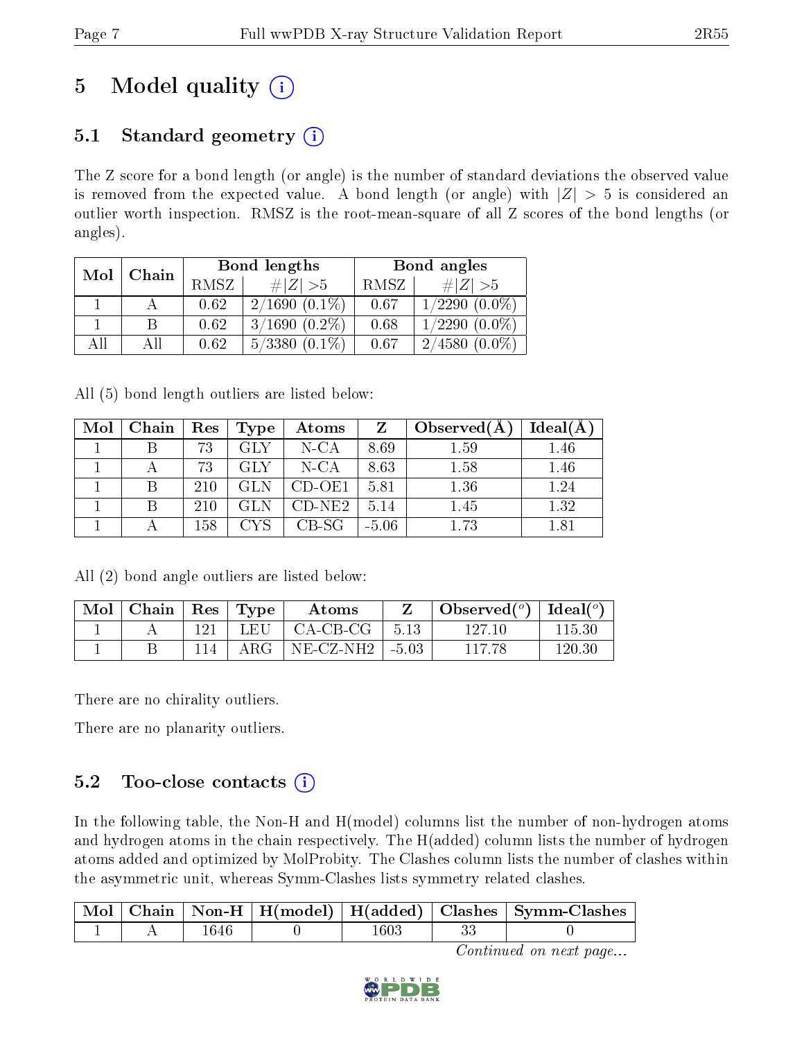# 5 Model quality

## 5.1 Standard geometry

The Z score for a bond length (or angle) is the number of standard deviations the observed value is removed from the expected value. A bond length (or angle) with $|Z| > 5$ is considered an outlier worth inspection. RMSZ is the root-mean-square of all Z scores of the bond lengths (or angles).

| Mol | Chain | Bond lengths | | Bond angles | |
|---|---|---|---|---|---|
| | | RMSZ | #$\|Z\|$ >5 | RMSZ | #$\|Z\|$ >5 |
| 1 | A | 0.62 | 2/1690 (0.1%) | 0.67 | 1/2290 (0.0%) |
| 1 | B | 0.62 | 3/1690 (0.2%) | 0.68 | 1/2290 (0.0%) |
| All | All | 0.62 | 5/3380 (0.1%) | 0.67 | 2/4580 (0.0%) |

All (5) bond length outliers are listed below:

| Mol | Chain | Res | Type | Atoms | Z | Observed(Å) | Ideal(Å) |
|---|---|---|---|---|---|---|---|
| 1 | B | 73 | GLY | N-CA | 8.69 | 1.59 | 1.46 |
| 1 | A | 73 | GLY | N-CA | 8.63 | 1.58 | 1.46 |
| 1 | B | 210 | GLN | CD-OE1 | 5.81 | 1.36 | 1.24 |
| 1 | B | 210 | GLN | CD-NE2 | 5.14 | 1.45 | 1.32 |
| 1 | A | 158 | CYS | CB-SG | -5.06 | 1.73 | 1.81 |

All (2) bond angle outliers are listed below:

| Mol | Chain | Res | Type | Atoms | Z | Observed($^o$) | Ideal($^o$) |
|---|---|---|---|---|---|---|---|
| 1 | A | 121 | LEU | CA-CB-CG | 5.13 | 127.10 | 115.30 |
| 1 | B | 114 | ARG | NE-CZ-NH2 | -5.03 | 117.78 | 120.30 |

There are no chirality outliers.

There are no planarity outliers.

## 5.2 Too-close contacts

In the following table, the Non-H and H(model) columns list the number of non-hydrogen atoms and hydrogen atoms in the chain respectively. The H(added) column lists the number of hydrogen atoms added and optimized by MolProbity. The Clashes column lists the number of clashes within the asymmetric unit, whereas Symm-Clashes lists symmetry related clashes.

| Mol | Chain | Non-H | H(model) | H(added) | Clashes | Symm-Clashes |
|---|---|---|---|---|---|---|
| 1 | A | 1646 | 0 | 1603 | 33 | 0 |

*Continued on next page...*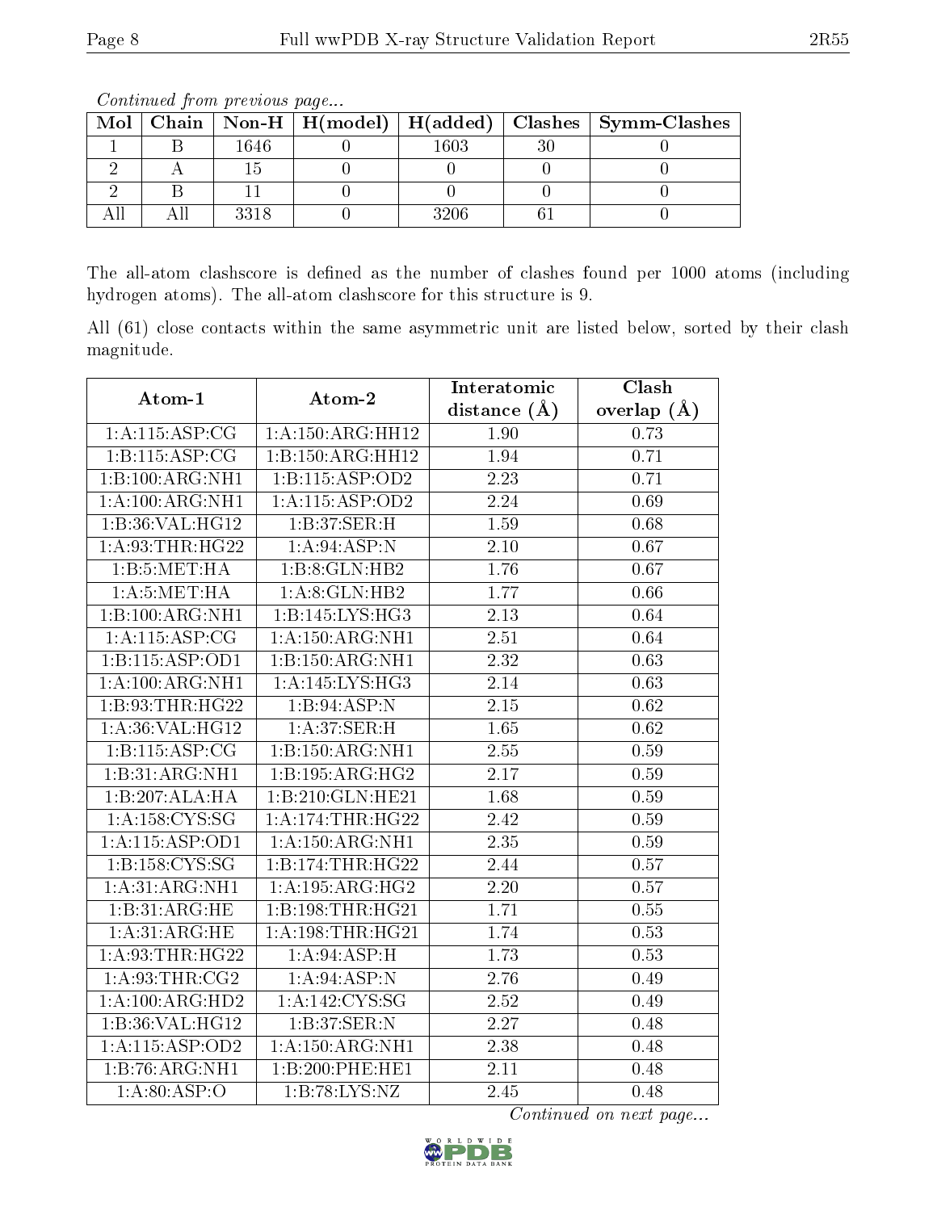*Continued from previous page...*

| Mol | Chain | Non-H | H(model) | H(added) | Clashes | Symm-Clashes |
|---|---|---|---|---|---|---|
| 1 | B | 1646 | 0 | 1603 | 30 | 0 |
| 2 | A | 15 | 0 | 0 | 0 | 0 |
| 2 | B | 11 | 0 | 0 | 0 | 0 |
| All | All | 3318 | 0 | 3206 | 61 | 0 |

The all-atom clashscore is defined as the number of clashes found per 1000 atoms (including hydrogen atoms). The all-atom clashscore for this structure is 9.

All (61) close contacts within the same asymmetric unit are listed below, sorted by their clash magnitude.

| Atom-1 | Atom-2 | Interatomic distance (Å) | Clash overlap (Å) |
|---|---|---|---|
| 1:A:115:ASP:CG | 1:A:150:ARG:HH12 | 1.90 | 0.73 |
| 1:B:115:ASP:CG | 1:B:150:ARG:HH12 | 1.94 | 0.71 |
| 1:B:100:ARG:NH1 | 1:B:115:ASP:OD2 | 2.23 | 0.71 |
| 1:A:100:ARG:NH1 | 1:A:115:ASP:OD2 | 2.24 | 0.69 |
| 1:B:36:VAL:HG12 | 1:B:37:SER:H | 1.59 | 0.68 |
| 1:A:93:THR:HG22 | 1:A:94:ASP:N | 2.10 | 0.67 |
| 1:B:5:MET:HA | 1:B:8:GLN:HB2 | 1.76 | 0.67 |
| 1:A:5:MET:HA | 1:A:8:GLN:HB2 | 1.77 | 0.66 |
| 1:B:100:ARG:NH1 | 1:B:145:LYS:HG3 | 2.13 | 0.64 |
| 1:A:115:ASP:CG | 1:A:150:ARG:NH1 | 2.51 | 0.64 |
| 1:B:115:ASP:OD1 | 1:B:150:ARG:NH1 | 2.32 | 0.63 |
| 1:A:100:ARG:NH1 | 1:A:145:LYS:HG3 | 2.14 | 0.63 |
| 1:B:93:THR:HG22 | 1:B:94:ASP:N | 2.15 | 0.62 |
| 1:A:36:VAL:HG12 | 1:A:37:SER:H | 1.65 | 0.62 |
| 1:B:115:ASP:CG | 1:B:150:ARG:NH1 | 2.55 | 0.59 |
| 1:B:31:ARG:NH1 | 1:B:195:ARG:HG2 | 2.17 | 0.59 |
| 1:B:207:ALA:HA | 1:B:210:GLN:HE21 | 1.68 | 0.59 |
| 1:A:158:CYS:SG | 1:A:174:THR:HG22 | 2.42 | 0.59 |
| 1:A:115:ASP:OD1 | 1:A:150:ARG:NH1 | 2.35 | 0.59 |
| 1:B:158:CYS:SG | 1:B:174:THR:HG22 | 2.44 | 0.57 |
| 1:A:31:ARG:NH1 | 1:A:195:ARG:HG2 | 2.20 | 0.57 |
| 1:B:31:ARG:HE | 1:B:198:THR:HG21 | 1.71 | 0.55 |
| 1:A:31:ARG:HE | 1:A:198:THR:HG21 | 1.74 | 0.53 |
| 1:A:93:THR:HG22 | 1:A:94:ASP:H | 1.73 | 0.53 |
| 1:A:93:THR:CG2 | 1:A:94:ASP:N | 2.76 | 0.49 |
| 1:A:100:ARG:HD2 | 1:A:142:CYS:SG | 2.52 | 0.49 |
| 1:B:36:VAL:HG12 | 1:B:37:SER:N | 2.27 | 0.48 |
| 1:A:115:ASP:OD2 | 1:A:150:ARG:NH1 | 2.38 | 0.48 |
| 1:B:76:ARG:NH1 | 1:B:200:PHE:HE1 | 2.11 | 0.48 |
| 1:A:80:ASP:O | 1:B:78:LYS:NZ | 2.45 | 0.48 |

*Continued on next page...*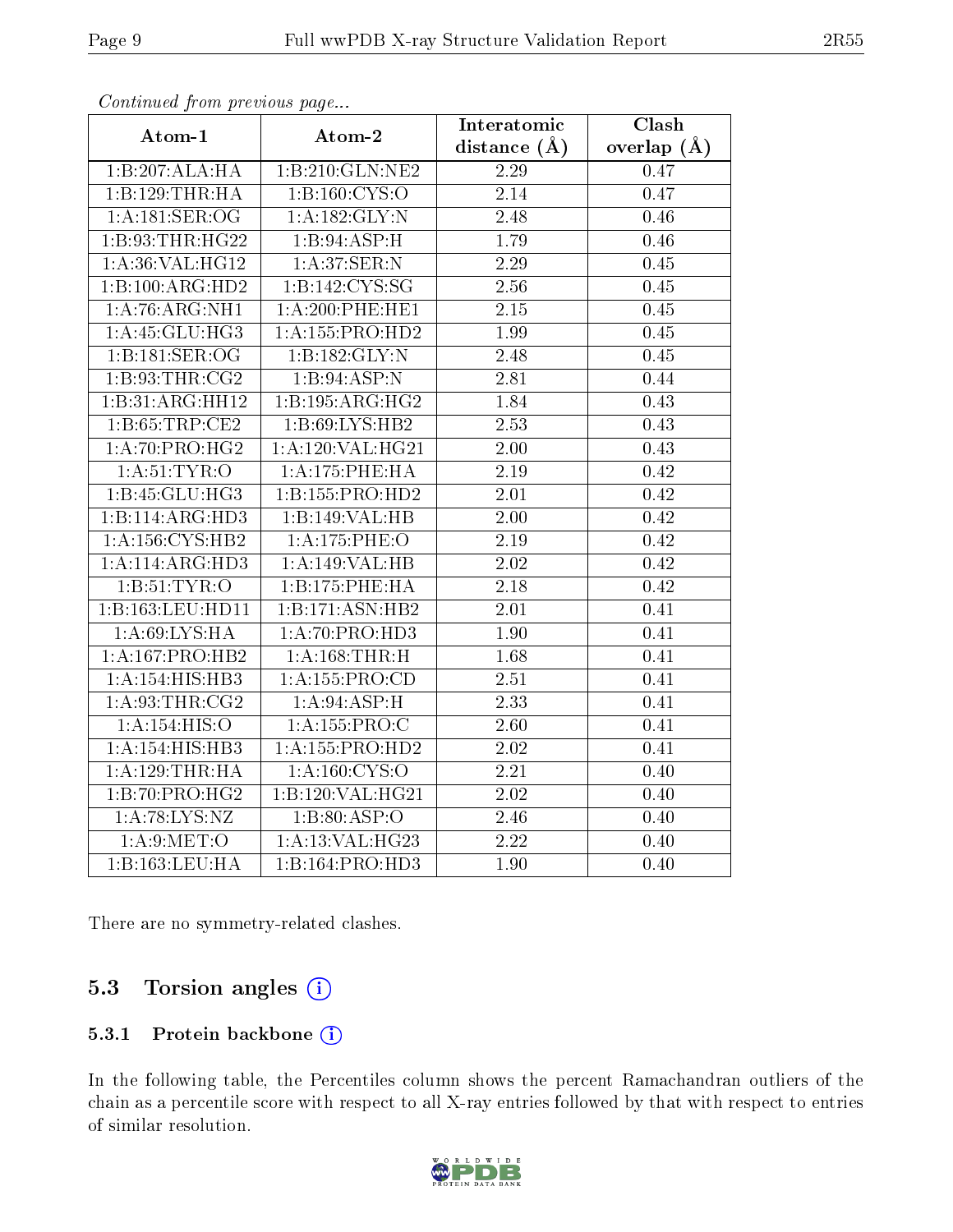*Continued from previous page...*

| Atom-1 | Atom-2 | Interatomic distance (Å) | Clash overlap (Å) |
|---|---|---|---|
| 1:B:207:ALA:HA | 1:B:210:GLN:NE2 | 2.29 | 0.47 |
| 1:B:129:THR:HA | 1:B:160:CYS:O | 2.14 | 0.47 |
| 1:A:181:SER:OG | 1:A:182:GLY:N | 2.48 | 0.46 |
| 1:B:93:THR:HG22 | 1:B:94:ASP:H | 1.79 | 0.46 |
| 1:A:36:VAL:HG12 | 1:A:37:SER:N | 2.29 | 0.45 |
| 1:B:100:ARG:HD2 | 1:B:142:CYS:SG | 2.56 | 0.45 |
| 1:A:76:ARG:NH1 | 1:A:200:PHE:HE1 | 2.15 | 0.45 |
| 1:A:45:GLU:HG3 | 1:A:155:PRO:HD2 | 1.99 | 0.45 |
| 1:B:181:SER:OG | 1:B:182:GLY:N | 2.48 | 0.45 |
| 1:B:93:THR:CG2 | 1:B:94:ASP:N | 2.81 | 0.44 |
| 1:B:31:ARG:HH12 | 1:B:195:ARG:HG2 | 1.84 | 0.43 |
| 1:B:65:TRP:CE2 | 1:B:69:LYS:HB2 | 2.53 | 0.43 |
| 1:A:70:PRO:HG2 | 1:A:120:VAL:HG21 | 2.00 | 0.43 |
| 1:A:51:TYR:O | 1:A:175:PHE:HA | 2.19 | 0.42 |
| 1:B:45:GLU:HG3 | 1:B:155:PRO:HD2 | 2.01 | 0.42 |
| 1:B:114:ARG:HD3 | 1:B:149:VAL:HB | 2.00 | 0.42 |
| 1:A:156:CYS:HB2 | 1:A:175:PHE:O | 2.19 | 0.42 |
| 1:A:114:ARG:HD3 | 1:A:149:VAL:HB | 2.02 | 0.42 |
| 1:B:51:TYR:O | 1:B:175:PHE:HA | 2.18 | 0.42 |
| 1:B:163:LEU:HD11 | 1:B:171:ASN:HB2 | 2.01 | 0.41 |
| 1:A:69:LYS:HA | 1:A:70:PRO:HD3 | 1.90 | 0.41 |
| 1:A:167:PRO:HB2 | 1:A:168:THR:H | 1.68 | 0.41 |
| 1:A:154:HIS:HB3 | 1:A:155:PRO:CD | 2.51 | 0.41 |
| 1:A:93:THR:CG2 | 1:A:94:ASP:H | 2.33 | 0.41 |
| 1:A:154:HIS:O | 1:A:155:PRO:C | 2.60 | 0.41 |
| 1:A:154:HIS:HB3 | 1:A:155:PRO:HD2 | 2.02 | 0.41 |
| 1:A:129:THR:HA | 1:A:160:CYS:O | 2.21 | 0.40 |
| 1:B:70:PRO:HG2 | 1:B:120:VAL:HG21 | 2.02 | 0.40 |
| 1:A:78:LYS:NZ | 1:B:80:ASP:O | 2.46 | 0.40 |
| 1:A:9:MET:O | 1:A:13:VAL:HG23 | 2.22 | 0.40 |
| 1:B:163:LEU:HA | 1:B:164:PRO:HD3 | 1.90 | 0.40 |

There are no symmetry-related clashes.

## 5.3 Torsion angles

### 5.3.1 Protein backbone

In the following table, the Percentiles column shows the percent Ramachandran outliers of the chain as a percentile score with respect to all X-ray entries followed by that with respect to entries of similar resolution.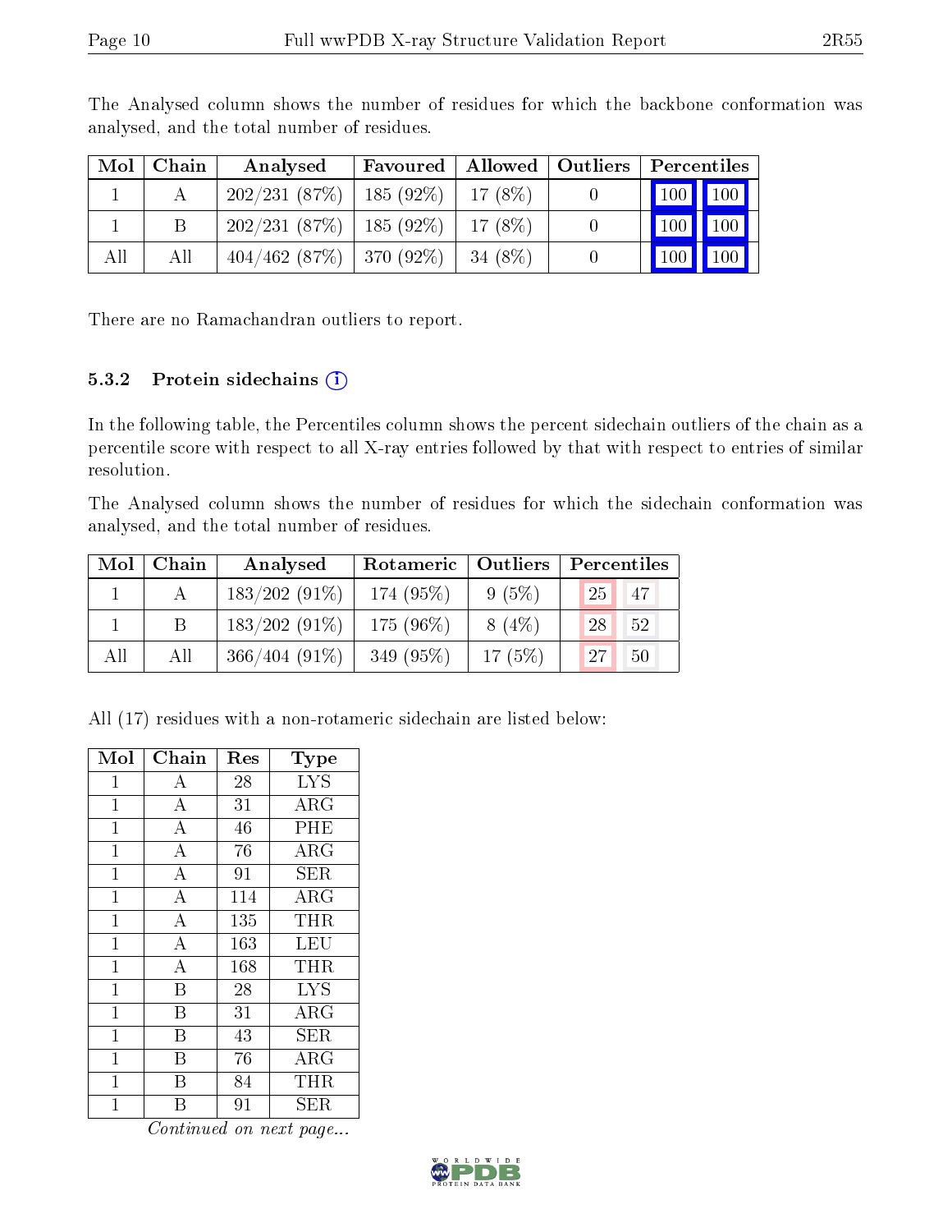The Analysed column shows the number of residues for which the backbone conformation was analysed, and the total number of residues.

| Mol | Chain | Analysed | Favoured | Allowed | Outliers | Percentiles | |
|---|---|---|---|---|---|---|---|
| 1 | A | 202/231 (87%) | 185 (92%) | 17 (8%) | 0 | 100 | 100 |
| 1 | B | 202/231 (87%) | 185 (92%) | 17 (8%) | 0 | 100 | 100 |
| All | All | 404/462 (87%) | 370 (92%) | 34 (8%) | 0 | 100 | 100 |

There are no Ramachandran outliers to report.

### 5.3.2 Protein sidechains

In the following table, the Percentiles column shows the percent sidechain outliers of the chain as a percentile score with respect to all X-ray entries followed by that with respect to entries of similar resolution.

The Analysed column shows the number of residues for which the sidechain conformation was analysed, and the total number of residues.

| Mol | Chain | Analysed | Rotameric | Outliers | Percentiles | |
|---|---|---|---|---|---|---|
| 1 | A | 183/202 (91%) | 174 (95%) | 9 (5%) | 25 | 47 |
| 1 | B | 183/202 (91%) | 175 (96%) | 8 (4%) | 28 | 52 |
| All | All | 366/404 (91%) | 349 (95%) | 17 (5%) | 27 | 50 |

All (17) residues with a non-rotameric sidechain are listed below:

| Mol | Chain | Res | Type |
|---|---|---|---|
| 1 | A | 28 | LYS |
| 1 | A | 31 | ARG |
| 1 | A | 46 | PHE |
| 1 | A | 76 | ARG |
| 1 | A | 91 | SER |
| 1 | A | 114 | ARG |
| 1 | A | 135 | THR |
| 1 | A | 163 | LEU |
| 1 | A | 168 | THR |
| 1 | B | 28 | LYS |
| 1 | B | 31 | ARG |
| 1 | B | 43 | SER |
| 1 | B | 76 | ARG |
| 1 | B | 84 | THR |
| 1 | B | 91 | SER |

*Continued on next page...*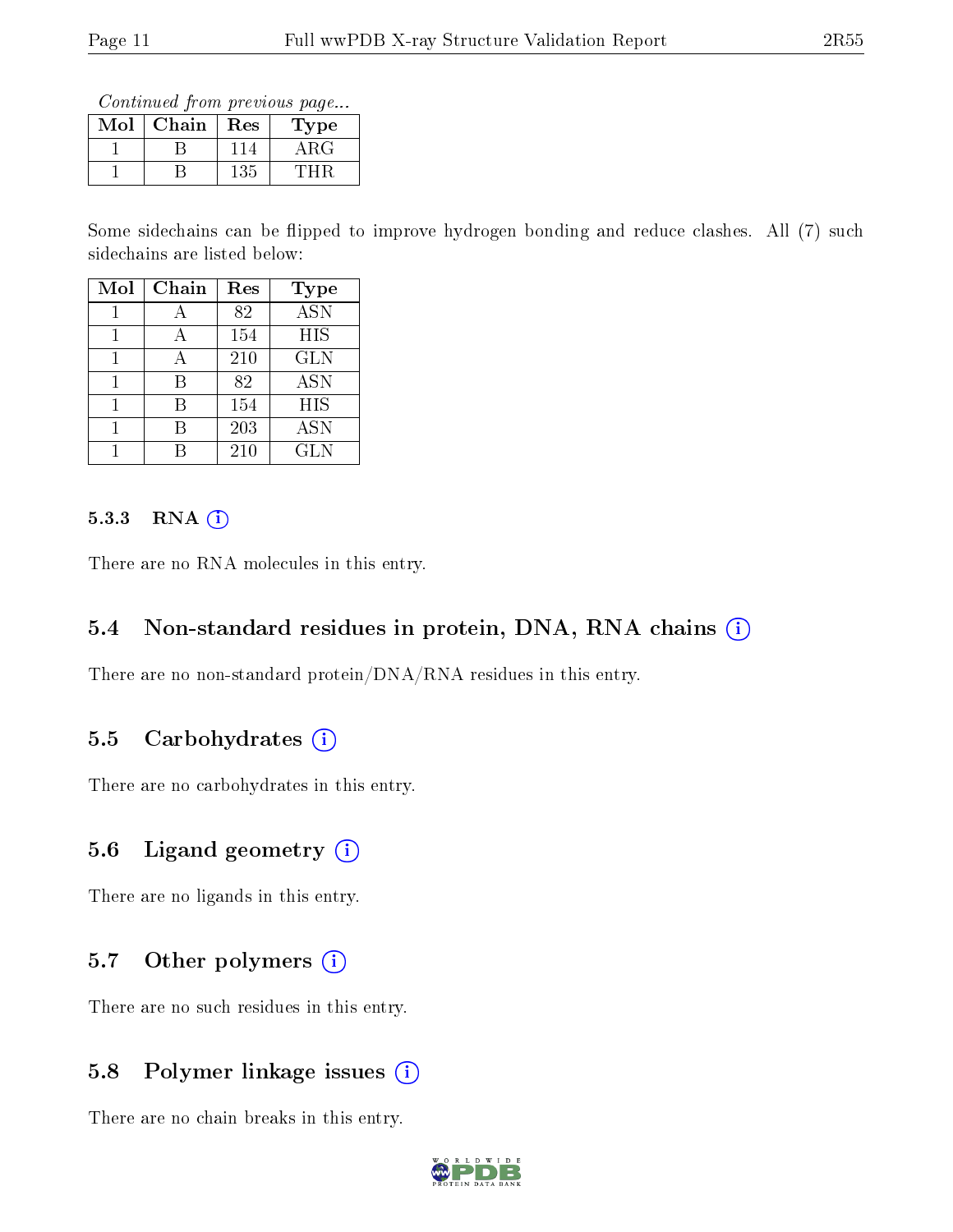*Continued from previous page...*

| Mol | Chain | Res | Type |
|---|---|---|---|
| 1 | B | 114 | ARG |
| 1 | B | 135 | THR |

Some sidechains can be flipped to improve hydrogen bonding and reduce clashes. All (7) such sidechains are listed below:

| Mol | Chain | Res | Type |
|---|---|---|---|
| 1 | A | 82 | ASN |
| 1 | A | 154 | HIS |
| 1 | A | 210 | GLN |
| 1 | B | 82 | ASN |
| 1 | B | 154 | HIS |
| 1 | B | 203 | ASN |
| 1 | B | 210 | GLN |

#### 5.3.3 RNA

There are no RNA molecules in this entry.

### 5.4 Non-standard residues in protein, DNA, RNA chains

There are no non-standard protein/DNA/RNA residues in this entry.

### 5.5 Carbohydrates

There are no carbohydrates in this entry.

### 5.6 Ligand geometry

There are no ligands in this entry.

### 5.7 Other polymers

There are no such residues in this entry.

### 5.8 Polymer linkage issues

There are no chain breaks in this entry.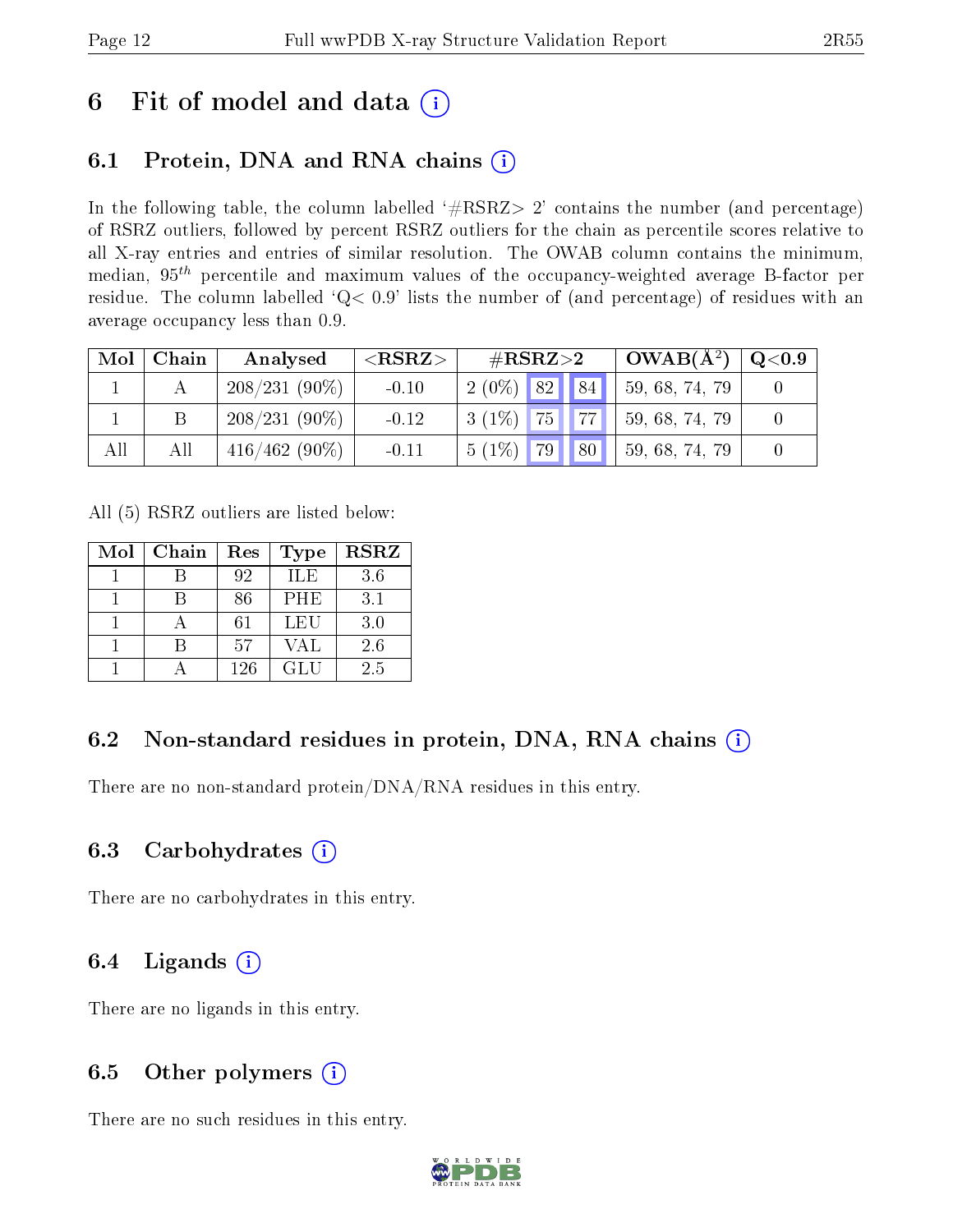# 6 Fit of model and data (i)

## 6.1 Protein, DNA and RNA chains (i)

In the following table, the column labelled '#RSRZ> 2' contains the number (and percentage) of RSRZ outliers, followed by percent RSRZ outliers for the chain as percentile scores relative to all X-ray entries and entries of similar resolution. The OWAB column contains the minimum, median, $95^{th}$ percentile and maximum values of the occupancy-weighted average B-factor per residue. The column labelled 'Q< 0.9' lists the number of (and percentage) of residues with an average occupancy less than 0.9.

| Mol | Chain | Analysed | <RSRZ> | #RSRZ>2 | | | OWAB(Å$^2$) | Q<0.9 |
|---|---|---|---|---|---|---|---|---|
| 1 | A | 208/231 (90%) | -0.10 | 2 (0%) | 82 | 84 | 59, 68, 74, 79 | 0 |
| 1 | B | 208/231 (90%) | -0.12 | 3 (1%) | 75 | 77 | 59, 68, 74, 79 | 0 |
| All | All | 416/462 (90%) | -0.11 | 5 (1%) | 79 | 80 | 59, 68, 74, 79 | 0 |

All (5) RSRZ outliers are listed below:

| Mol | Chain | Res | Type | RSRZ |
|---|---|---|---|---|
| 1 | B | 92 | ILE | 3.6 |
| 1 | B | 86 | PHE | 3.1 |
| 1 | A | 61 | LEU | 3.0 |
| 1 | B | 57 | VAL | 2.6 |
| 1 | A | 126 | GLU | 2.5 |

## 6.2 Non-standard residues in protein, DNA, RNA chains (i)

There are no non-standard protein/DNA/RNA residues in this entry.

## 6.3 Carbohydrates (i)

There are no carbohydrates in this entry.

## 6.4 Ligands (i)

There are no ligands in this entry.

## 6.5 Other polymers (i)

There are no such residues in this entry.